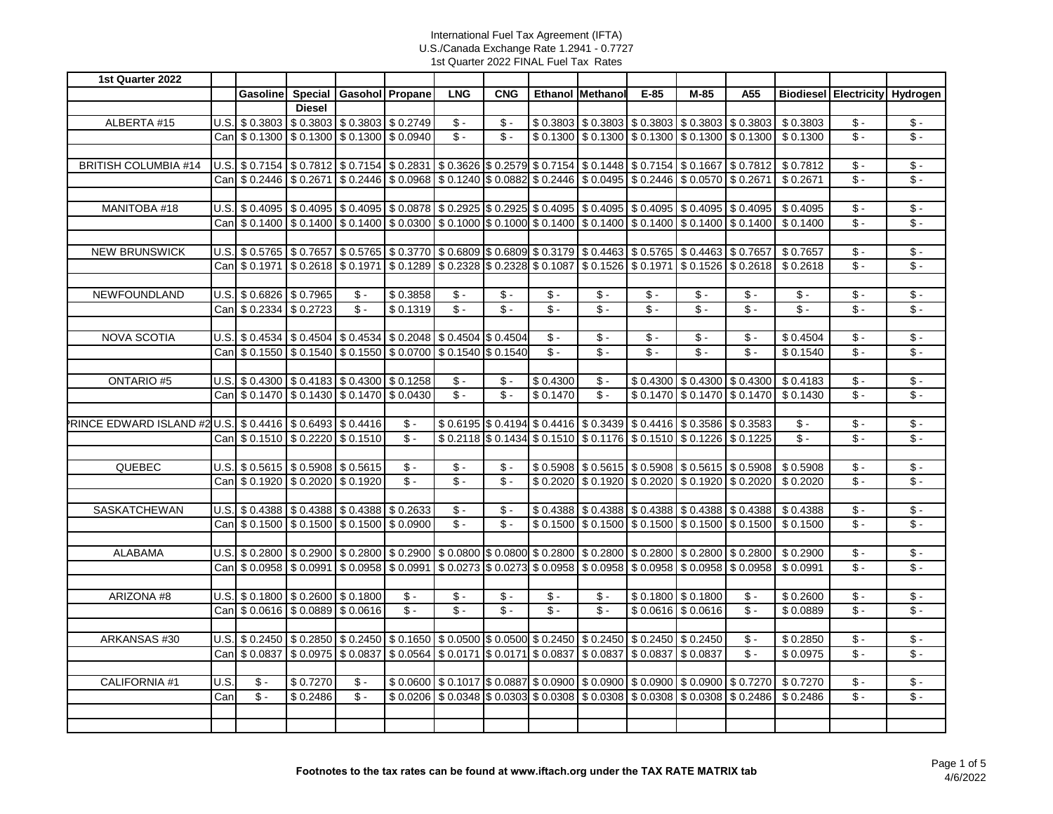International Fuel Tax Agreement (IFTA)
U.S./Canada Exchange Rate 1.2941 - 0.7727
1st Quarter 2022 FINAL Fuel Tax Rates

| 1st Quarter 2022 | | Gasoline | Special Diesel | Gasohol | Propane | LNG | CNG | Ethanol | Methanol | E-85 | M-85 | A55 | Biodiesel | Electricity | Hydrogen |
|---|---|---|---|---|---|---|---|---|---|---|---|---|---|---|---|
| ALBERTA #15 | U.S. | $ 0.3803 | $ 0.3803 | $ 0.3803 | $ 0.2749 | $ - | $ - | $ 0.3803 | $ 0.3803 | $ 0.3803 | $ 0.3803 | $ 0.3803 | $ 0.3803 | $ - | $ - |
| | Can | $ 0.1300 | $ 0.1300 | $ 0.1300 | $ 0.0940 | $ - | $ - | $ 0.1300 | $ 0.1300 | $ 0.1300 | $ 0.1300 | $ 0.1300 | $ 0.1300 | $ - | $ - |
| | | | | | | | | | | | | | | | |
| BRITISH COLUMBIA #14 | U.S. | $ 0.7154 | $ 0.7812 | $ 0.7154 | $ 0.2831 | $ 0.3626 | $ 0.2579 | $ 0.7154 | $ 0.1448 | $ 0.7154 | $ 0.1667 | $ 0.7812 | $ 0.7812 | $ - | $ - |
| | Can | $ 0.2446 | $ 0.2671 | $ 0.2446 | $ 0.0968 | $ 0.1240 | $ 0.0882 | $ 0.2446 | $ 0.0495 | $ 0.2446 | $ 0.0570 | $ 0.2671 | $ 0.2671 | $ - | $ - |
| | | | | | | | | | | | | | | | |
| MANITOBA #18 | U.S. | $ 0.4095 | $ 0.4095 | $ 0.4095 | $ 0.0878 | $ 0.2925 | $ 0.2925 | $ 0.4095 | $ 0.4095 | $ 0.4095 | $ 0.4095 | $ 0.4095 | $ 0.4095 | $ - | $ - |
| | Can | $ 0.1400 | $ 0.1400 | $ 0.1400 | $ 0.0300 | $ 0.1000 | $ 0.1000 | $ 0.1400 | $ 0.1400 | $ 0.1400 | $ 0.1400 | $ 0.1400 | $ 0.1400 | $ - | $ - |
| | | | | | | | | | | | | | | | |
| NEW BRUNSWICK | U.S. | $ 0.5765 | $ 0.7657 | $ 0.5765 | $ 0.3770 | $ 0.6809 | $ 0.6809 | $ 0.3179 | $ 0.4463 | $ 0.5765 | $ 0.4463 | $ 0.7657 | $ 0.7657 | $ - | $ - |
| | Can | $ 0.1971 | $ 0.2618 | $ 0.1971 | $ 0.1289 | $ 0.2328 | $ 0.2328 | $ 0.1087 | $ 0.1526 | $ 0.1971 | $ 0.1526 | $ 0.2618 | $ 0.2618 | $ - | $ - |
| | | | | | | | | | | | | | | | |
| NEWFOUNDLAND | U.S. | $ 0.6826 | $ 0.7965 | $ - | $ 0.3858 | $ - | $ - | $ - | $ - | $ - | $ - | $ - | $ - | $ - | $ - |
| | Can | $ 0.2334 | $ 0.2723 | $ - | $ 0.1319 | $ - | $ - | $ - | $ - | $ - | $ - | $ - | $ - | $ - | $ - |
| | | | | | | | | | | | | | | | |
| NOVA SCOTIA | U.S. | $ 0.4534 | $ 0.4504 | $ 0.4534 | $ 0.2048 | $ 0.4504 | $ 0.4504 | $ - | $ - | $ - | $ - | $ - | $ 0.4504 | $ - | $ - |
| | Can | $ 0.1550 | $ 0.1540 | $ 0.1550 | $ 0.0700 | $ 0.1540 | $ 0.1540 | $ - | $ - | $ - | $ - | $ - | $ 0.1540 | $ - | $ - |
| | | | | | | | | | | | | | | | |
| ONTARIO #5 | U.S. | $ 0.4300 | $ 0.4183 | $ 0.4300 | $ 0.1258 | $ - | $ - | $ 0.4300 | $ - | $ 0.4300 | $ 0.4300 | $ 0.4300 | $ 0.4183 | $ - | $ - |
| | Can | $ 0.1470 | $ 0.1430 | $ 0.1470 | $ 0.0430 | $ - | $ - | $ 0.1470 | $ - | $ 0.1470 | $ 0.1470 | $ 0.1470 | $ 0.1430 | $ - | $ - |
| | | | | | | | | | | | | | | | |
| PRINCE EDWARD ISLAND #2 | U.S. | $ 0.4416 | $ 0.6493 | $ 0.4416 | $ - | $ 0.6195 | $ 0.4194 | $ 0.4416 | $ 0.3439 | $ 0.4416 | $ 0.3586 | $ 0.3583 | $ - | $ - | $ - |
| | Can | $ 0.1510 | $ 0.2220 | $ 0.1510 | $ - | $ 0.2118 | $ 0.1434 | $ 0.1510 | $ 0.1176 | $ 0.1510 | $ 0.1226 | $ 0.1225 | $ - | $ - | $ - |
| | | | | | | | | | | | | | | | |
| QUEBEC | U.S. | $ 0.5615 | $ 0.5908 | $ 0.5615 | $ - | $ - | $ - | $ 0.5908 | $ 0.5615 | $ 0.5908 | $ 0.5615 | $ 0.5908 | $ 0.5908 | $ - | $ - |
| | Can | $ 0.1920 | $ 0.2020 | $ 0.1920 | $ - | $ - | $ - | $ 0.2020 | $ 0.1920 | $ 0.2020 | $ 0.1920 | $ 0.2020 | $ 0.2020 | $ - | $ - |
| | | | | | | | | | | | | | | | |
| SASKATCHEWAN | U.S. | $ 0.4388 | $ 0.4388 | $ 0.4388 | $ 0.2633 | $ - | $ - | $ 0.4388 | $ 0.4388 | $ 0.4388 | $ 0.4388 | $ 0.4388 | $ 0.4388 | $ - | $ - |
| | Can | $ 0.1500 | $ 0.1500 | $ 0.1500 | $ 0.0900 | $ - | $ - | $ 0.1500 | $ 0.1500 | $ 0.1500 | $ 0.1500 | $ 0.1500 | $ 0.1500 | $ - | $ - |
| | | | | | | | | | | | | | | | |
| ALABAMA | U.S. | $ 0.2800 | $ 0.2900 | $ 0.2800 | $ 0.2900 | $ 0.0800 | $ 0.0800 | $ 0.2800 | $ 0.2800 | $ 0.2800 | $ 0.2800 | $ 0.2800 | $ 0.2900 | $ - | $ - |
| | Can | $ 0.0958 | $ 0.0991 | $ 0.0958 | $ 0.0991 | $ 0.0273 | $ 0.0273 | $ 0.0958 | $ 0.0958 | $ 0.0958 | $ 0.0958 | $ 0.0958 | $ 0.0991 | $ - | $ - |
| | | | | | | | | | | | | | | | |
| ARIZONA #8 | U.S. | $ 0.1800 | $ 0.2600 | $ 0.1800 | $ - | $ - | $ - | $ - | $ - | $ 0.1800 | $ 0.1800 | $ - | $ 0.2600 | $ - | $ - |
| | Can | $ 0.0616 | $ 0.0889 | $ 0.0616 | $ - | $ - | $ - | $ - | $ - | $ 0.0616 | $ 0.0616 | $ - | $ 0.0889 | $ - | $ - |
| | | | | | | | | | | | | | | | |
| ARKANSAS #30 | U.S. | $ 0.2450 | $ 0.2850 | $ 0.2450 | $ 0.1650 | $ 0.0500 | $ 0.0500 | $ 0.2450 | $ 0.2450 | $ 0.2450 | $ 0.2450 | $ - | $ 0.2850 | $ - | $ - |
| | Can | $ 0.0837 | $ 0.0975 | $ 0.0837 | $ 0.0564 | $ 0.0171 | $ 0.0171 | $ 0.0837 | $ 0.0837 | $ 0.0837 | $ 0.0837 | $ - | $ 0.0975 | $ - | $ - |
| | | | | | | | | | | | | | | | |
| CALIFORNIA #1 | U.S. | $ - | $ 0.7270 | $ - | $ 0.0600 | $ 0.1017 | $ 0.0887 | $ 0.0900 | $ 0.0900 | $ 0.0900 | $ 0.0900 | $ 0.7270 | $ 0.7270 | $ - | $ - |
| | Can | $ - | $ 0.2486 | $ - | $ 0.0206 | $ 0.0348 | $ 0.0303 | $ 0.0308 | $ 0.0308 | $ 0.0308 | $ 0.0308 | $ 0.2486 | $ 0.2486 | $ - | $ - |

**Footnotes to the tax rates can be found at www.iftach.org under the TAX RATE MATRIX tab**

4/6/2022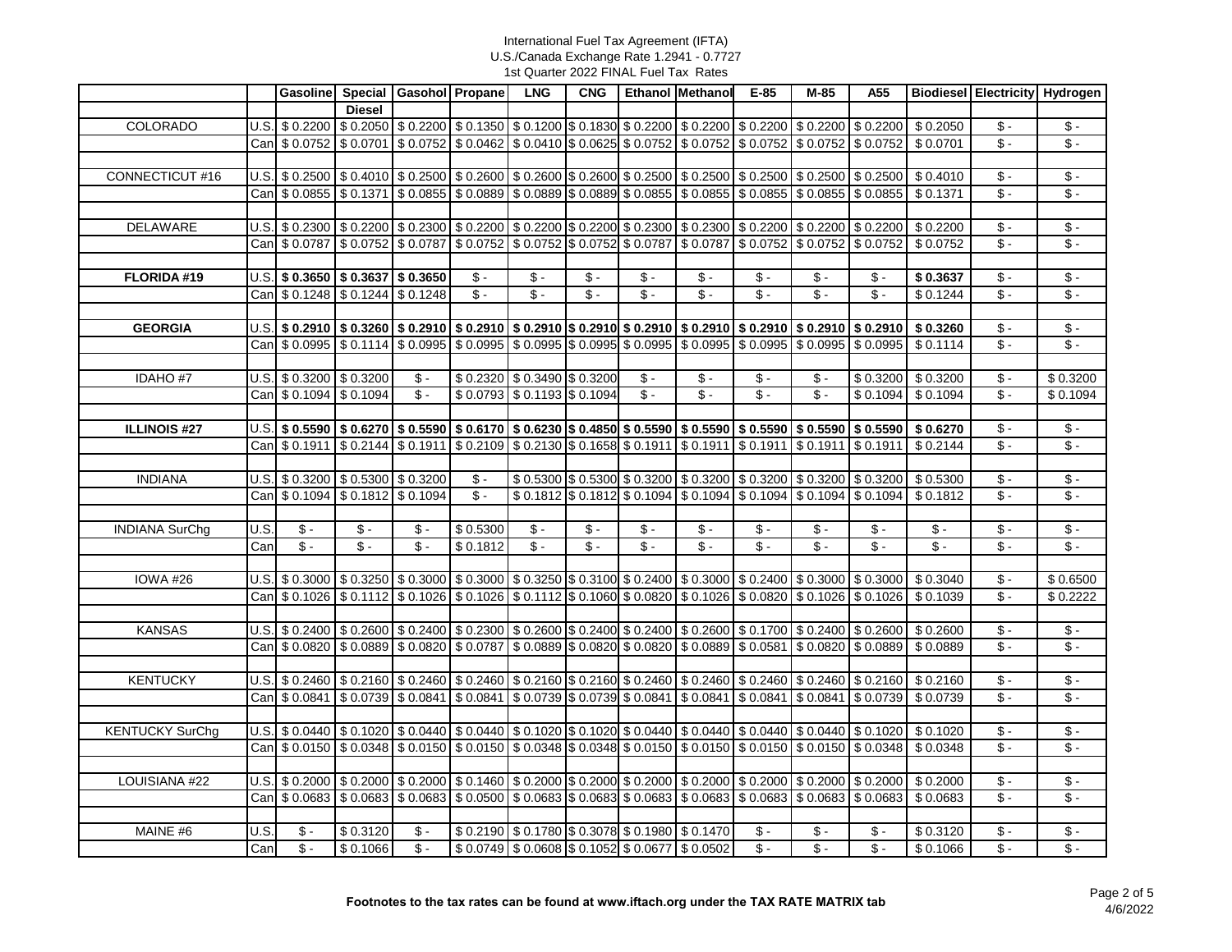International Fuel Tax Agreement (IFTA)
U.S./Canada Exchange Rate 1.2941 - 0.7727
1st Quarter 2022 FINAL Fuel Tax Rates

| | | Gasoline | Special Diesel | Gasohol | Propane | LNG | CNG | Ethanol | Methanol | E-85 | M-85 | A55 | Biodiesel | Electricity | Hydrogen |
|---|---|---|---|---|---|---|---|---|---|---|---|---|---|---|---|
| COLORADO | U.S. | $ 0.2200 | $ 0.2050 | $ 0.2200 | $ 0.1350 | $ 0.1200 | $ 0.1830 | $ 0.2200 | $ 0.2200 | $ 0.2200 | $ 0.2200 | $ 0.2200 | $ 0.2050 | $ - | $ - |
| | Can | $ 0.0752 | $ 0.0701 | $ 0.0752 | $ 0.0462 | $ 0.0410 | $ 0.0625 | $ 0.0752 | $ 0.0752 | $ 0.0752 | $ 0.0752 | $ 0.0752 | $ 0.0701 | $ - | $ - |
| CONNECTICUT #16 | U.S. | $ 0.2500 | $ 0.4010 | $ 0.2500 | $ 0.2600 | $ 0.2600 | $ 0.2600 | $ 0.2500 | $ 0.2500 | $ 0.2500 | $ 0.2500 | $ 0.2500 | $ 0.4010 | $ - | $ - |
| | Can | $ 0.0855 | $ 0.1371 | $ 0.0855 | $ 0.0889 | $ 0.0889 | $ 0.0889 | $ 0.0855 | $ 0.0855 | $ 0.0855 | $ 0.0855 | $ 0.0855 | $ 0.1371 | $ - | $ - |
| DELAWARE | U.S. | $ 0.2300 | $ 0.2200 | $ 0.2300 | $ 0.2200 | $ 0.2200 | $ 0.2200 | $ 0.2300 | $ 0.2300 | $ 0.2200 | $ 0.2200 | $ 0.2200 | $ 0.2200 | $ - | $ - |
| | Can | $ 0.0787 | $ 0.0752 | $ 0.0787 | $ 0.0752 | $ 0.0752 | $ 0.0752 | $ 0.0787 | $ 0.0787 | $ 0.0752 | $ 0.0752 | $ 0.0752 | $ 0.0752 | $ - | $ - |
| **FLORIDA #19** | U.S. | **$ 0.3650** | **$ 0.3637** | **$ 0.3650** | $ - | $ - | $ - | $ - | $ - | $ - | $ - | $ - | **$ 0.3637** | $ - | $ - |
| | Can | $ 0.1248 | $ 0.1244 | $ 0.1248 | $ - | $ - | $ - | $ - | $ - | $ - | $ - | $ - | $ 0.1244 | $ - | $ - |
| **GEORGIA** | U.S. | **$ 0.2910** | **$ 0.3260** | **$ 0.2910** | **$ 0.2910** | **$ 0.2910** | **$ 0.2910** | **$ 0.2910** | **$ 0.2910** | **$ 0.2910** | **$ 0.2910** | **$ 0.2910** | **$ 0.3260** | $ - | $ - |
| | Can | $ 0.0995 | $ 0.1114 | $ 0.0995 | $ 0.0995 | $ 0.0995 | $ 0.0995 | $ 0.0995 | $ 0.0995 | $ 0.0995 | $ 0.0995 | $ 0.0995 | $ 0.1114 | $ - | $ - |
| IDAHO #7 | U.S. | $ 0.3200 | $ 0.3200 | $ - | $ 0.2320 | $ 0.3490 | $ 0.3200 | $ - | $ - | $ - | $ - | $ 0.3200 | $ 0.3200 | $ - | $ 0.3200 |
| | Can | $ 0.1094 | $ 0.1094 | $ - | $ 0.0793 | $ 0.1193 | $ 0.1094 | $ - | $ - | $ - | $ - | $ 0.1094 | $ 0.1094 | $ - | $ 0.1094 |
| **ILLINOIS #27** | U.S. | **$ 0.5590** | **$ 0.6270** | **$ 0.5590** | **$ 0.6170** | **$ 0.6230** | **$ 0.4850** | **$ 0.5590** | **$ 0.5590** | **$ 0.5590** | **$ 0.5590** | **$ 0.5590** | **$ 0.6270** | $ - | $ - |
| | Can | $ 0.1911 | $ 0.2144 | $ 0.1911 | $ 0.2109 | $ 0.2130 | $ 0.1658 | $ 0.1911 | $ 0.1911 | $ 0.1911 | $ 0.1911 | $ 0.1911 | $ 0.2144 | $ - | $ - |
| INDIANA | U.S. | $ 0.3200 | $ 0.5300 | $ 0.3200 | $ - | $ 0.5300 | $ 0.5300 | $ 0.3200 | $ 0.3200 | $ 0.3200 | $ 0.3200 | $ 0.3200 | $ 0.5300 | $ - | $ - |
| | Can | $ 0.1094 | $ 0.1812 | $ 0.1094 | $ - | $ 0.1812 | $ 0.1812 | $ 0.1094 | $ 0.1094 | $ 0.1094 | $ 0.1094 | $ 0.1094 | $ 0.1812 | $ - | $ - |
| INDIANA SurChg | U.S. | $ - | $ - | $ - | $ 0.5300 | $ - | $ - | $ - | $ - | $ - | $ - | $ - | $ - | $ - | $ - |
| | Can | $ - | $ - | $ - | $ 0.1812 | $ - | $ - | $ - | $ - | $ - | $ - | $ - | $ - | $ - | $ - |
| IOWA #26 | U.S. | $ 0.3000 | $ 0.3250 | $ 0.3000 | $ 0.3000 | $ 0.3250 | $ 0.3100 | $ 0.2400 | $ 0.3000 | $ 0.2400 | $ 0.3000 | $ 0.3000 | $ 0.3040 | $ - | $ 0.6500 |
| | Can | $ 0.1026 | $ 0.1112 | $ 0.1026 | $ 0.1026 | $ 0.1112 | $ 0.1060 | $ 0.0820 | $ 0.1026 | $ 0.0820 | $ 0.1026 | $ 0.1026 | $ 0.1039 | $ - | $ 0.2222 |
| KANSAS | U.S. | $ 0.2400 | $ 0.2600 | $ 0.2400 | $ 0.2300 | $ 0.2600 | $ 0.2400 | $ 0.2400 | $ 0.2600 | $ 0.1700 | $ 0.2400 | $ 0.2600 | $ 0.2600 | $ - | $ - |
| | Can | $ 0.0820 | $ 0.0889 | $ 0.0820 | $ 0.0787 | $ 0.0889 | $ 0.0820 | $ 0.0820 | $ 0.0889 | $ 0.0581 | $ 0.0820 | $ 0.0889 | $ 0.0889 | $ - | $ - |
| KENTUCKY | U.S. | $ 0.2460 | $ 0.2160 | $ 0.2460 | $ 0.2460 | $ 0.2160 | $ 0.2160 | $ 0.2460 | $ 0.2460 | $ 0.2460 | $ 0.2460 | $ 0.2160 | $ 0.2160 | $ - | $ - |
| | Can | $ 0.0841 | $ 0.0739 | $ 0.0841 | $ 0.0841 | $ 0.0739 | $ 0.0739 | $ 0.0841 | $ 0.0841 | $ 0.0841 | $ 0.0841 | $ 0.0739 | $ 0.0739 | $ - | $ - |
| KENTUCKY SurChg | U.S. | $ 0.0440 | $ 0.1020 | $ 0.0440 | $ 0.0440 | $ 0.1020 | $ 0.1020 | $ 0.0440 | $ 0.0440 | $ 0.0440 | $ 0.0440 | $ 0.1020 | $ 0.1020 | $ - | $ - |
| | Can | $ 0.0150 | $ 0.0348 | $ 0.0150 | $ 0.0150 | $ 0.0348 | $ 0.0348 | $ 0.0150 | $ 0.0150 | $ 0.0150 | $ 0.0150 | $ 0.0348 | $ 0.0348 | $ - | $ - |
| LOUISIANA #22 | U.S. | $ 0.2000 | $ 0.2000 | $ 0.2000 | $ 0.1460 | $ 0.2000 | $ 0.2000 | $ 0.2000 | $ 0.2000 | $ 0.2000 | $ 0.2000 | $ 0.2000 | $ 0.2000 | $ - | $ - |
| | Can | $ 0.0683 | $ 0.0683 | $ 0.0683 | $ 0.0500 | $ 0.0683 | $ 0.0683 | $ 0.0683 | $ 0.0683 | $ 0.0683 | $ 0.0683 | $ 0.0683 | $ 0.0683 | $ - | $ - |
| MAINE #6 | U.S. | $ - | $ 0.3120 | $ - | $ 0.2190 | $ 0.1780 | $ 0.3078 | $ 0.1980 | $ 0.1470 | $ - | $ - | $ - | $ 0.3120 | $ - | $ - |
| | Can | $ - | $ 0.1066 | $ - | $ 0.0749 | $ 0.0608 | $ 0.1052 | $ 0.0677 | $ 0.0502 | $ - | $ - | $ - | $ 0.1066 | $ - | $ - |

**Footnotes to the tax rates can be found at www.iftach.org under the TAX RATE MATRIX tab**

4/6/2022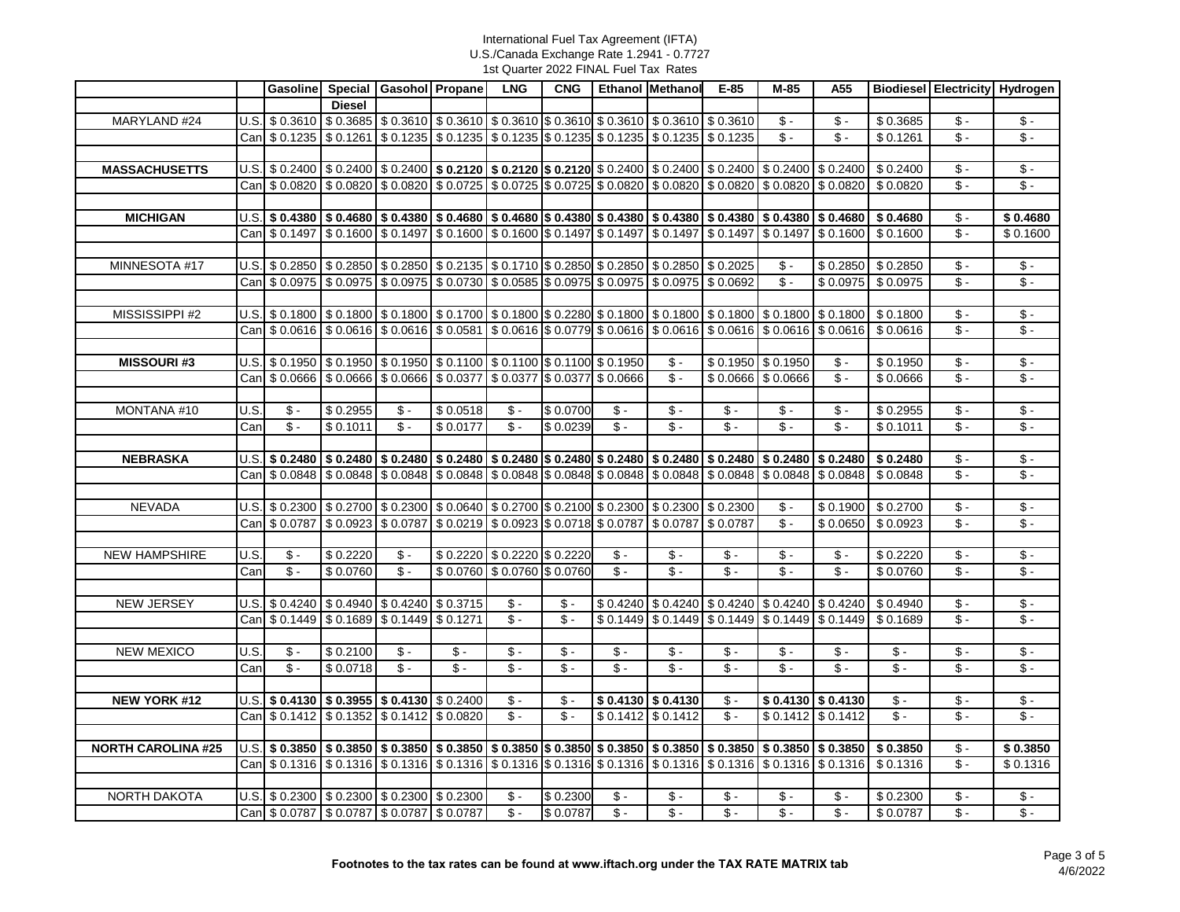International Fuel Tax Agreement (IFTA)
U.S./Canada Exchange Rate 1.2941 - 0.7727
1st Quarter 2022 FINAL Fuel Tax Rates

| | | Gasoline | Special Diesel | Gasohol | Propane | LNG | CNG | Ethanol | Methanol | E-85 | M-85 | A55 | Biodiesel | Electricity | Hydrogen |
|---|---|---|---|---|---|---|---|---|---|---|---|---|---|---|---|
| MARYLAND #24 | U.S. | $ 0.3610 | $ 0.3685 | $ 0.3610 | $ 0.3610 | $ 0.3610 | $ 0.3610 | $ 0.3610 | $ 0.3610 | $ 0.3610 | $ - | $ - | $ 0.3685 | $ - | $ - |
| | Can | $ 0.1235 | $ 0.1261 | $ 0.1235 | $ 0.1235 | $ 0.1235 | $ 0.1235 | $ 0.1235 | $ 0.1235 | $ 0.1235 | $ - | $ - | $ 0.1261 | $ - | $ - |
| **MASSACHUSETTS** | U.S. | $ 0.2400 | $ 0.2400 | $ 0.2400 | **$ 0.2120** | **$ 0.2120** | **$ 0.2120** | $ 0.2400 | $ 0.2400 | $ 0.2400 | $ 0.2400 | $ 0.2400 | $ 0.2400 | $ - | $ - |
| | Can | $ 0.0820 | $ 0.0820 | $ 0.0820 | $ 0.0725 | $ 0.0725 | $ 0.0725 | $ 0.0820 | $ 0.0820 | $ 0.0820 | $ 0.0820 | $ 0.0820 | $ 0.0820 | $ - | $ - |
| **MICHIGAN** | U.S. | **$ 0.4380** | **$ 0.4680** | **$ 0.4380** | **$ 0.4680** | **$ 0.4680** | **$ 0.4380** | **$ 0.4380** | **$ 0.4380** | **$ 0.4380** | **$ 0.4380** | **$ 0.4680** | **$ 0.4680** | $ - | **$ 0.4680** |
| | Can | $ 0.1497 | $ 0.1600 | $ 0.1497 | $ 0.1600 | $ 0.1600 | $ 0.1497 | $ 0.1497 | $ 0.1497 | $ 0.1497 | $ 0.1497 | $ 0.1600 | $ 0.1600 | $ - | $ 0.1600 |
| MINNESOTA #17 | U.S. | $ 0.2850 | $ 0.2850 | $ 0.2850 | $ 0.2135 | $ 0.1710 | $ 0.2850 | $ 0.2850 | $ 0.2850 | $ 0.2025 | $ - | $ 0.2850 | $ 0.2850 | $ - | $ - |
| | Can | $ 0.0975 | $ 0.0975 | $ 0.0975 | $ 0.0730 | $ 0.0585 | $ 0.0975 | $ 0.0975 | $ 0.0975 | $ 0.0692 | $ - | $ 0.0975 | $ 0.0975 | $ - | $ - |
| MISSISSIPPI #2 | U.S. | $ 0.1800 | $ 0.1800 | $ 0.1800 | $ 0.1700 | $ 0.1800 | $ 0.2280 | $ 0.1800 | $ 0.1800 | $ 0.1800 | $ 0.1800 | $ 0.1800 | $ 0.1800 | $ - | $ - |
| | Can | $ 0.0616 | $ 0.0616 | $ 0.0616 | $ 0.0581 | $ 0.0616 | $ 0.0779 | $ 0.0616 | $ 0.0616 | $ 0.0616 | $ 0.0616 | $ 0.0616 | $ 0.0616 | $ - | $ - |
| **MISSOURI #3** | U.S. | $ 0.1950 | $ 0.1950 | $ 0.1950 | $ 0.1100 | $ 0.1100 | $ 0.1100 | $ 0.1950 | $ - | $ 0.1950 | $ 0.1950 | $ - | $ 0.1950 | $ - | $ - |
| | Can | $ 0.0666 | $ 0.0666 | $ 0.0666 | $ 0.0377 | $ 0.0377 | $ 0.0377 | $ 0.0666 | $ - | $ 0.0666 | $ 0.0666 | $ - | $ 0.0666 | $ - | $ - |
| MONTANA #10 | U.S. | $ - | $ 0.2955 | $ - | $ 0.0518 | $ - | $ 0.0700 | $ - | $ - | $ - | $ - | $ - | $ 0.2955 | $ - | $ - |
| | Can | $ - | $ 0.1011 | $ - | $ 0.0177 | $ - | $ 0.0239 | $ - | $ - | $ - | $ - | $ - | $ 0.1011 | $ - | $ - |
| **NEBRASKA** | U.S. | **$ 0.2480** | **$ 0.2480** | **$ 0.2480** | **$ 0.2480** | **$ 0.2480** | **$ 0.2480** | **$ 0.2480** | **$ 0.2480** | **$ 0.2480** | **$ 0.2480** | **$ 0.2480** | **$ 0.2480** | $ - | $ - |
| | Can | $ 0.0848 | $ 0.0848 | $ 0.0848 | $ 0.0848 | $ 0.0848 | $ 0.0848 | $ 0.0848 | $ 0.0848 | $ 0.0848 | $ 0.0848 | $ 0.0848 | $ 0.0848 | $ - | $ - |
| NEVADA | U.S. | $ 0.2300 | $ 0.2700 | $ 0.2300 | $ 0.0640 | $ 0.2700 | $ 0.2100 | $ 0.2300 | $ 0.2300 | $ 0.2300 | $ - | $ 0.1900 | $ 0.2700 | $ - | $ - |
| | Can | $ 0.0787 | $ 0.0923 | $ 0.0787 | $ 0.0219 | $ 0.0923 | $ 0.0718 | $ 0.0787 | $ 0.0787 | $ 0.0787 | $ - | $ 0.0650 | $ 0.0923 | $ - | $ - |
| NEW HAMPSHIRE | U.S. | $ - | $ 0.2220 | $ - | $ 0.2220 | $ 0.2220 | $ 0.2220 | $ - | $ - | $ - | $ - | $ - | $ 0.2220 | $ - | $ - |
| | Can | $ - | $ 0.0760 | $ - | $ 0.0760 | $ 0.0760 | $ 0.0760 | $ - | $ - | $ - | $ - | $ - | $ 0.0760 | $ - | $ - |
| NEW JERSEY | U.S. | $ 0.4240 | $ 0.4940 | $ 0.4240 | $ 0.3715 | $ - | $ - | $ 0.4240 | $ 0.4240 | $ 0.4240 | $ 0.4240 | $ 0.4240 | $ 0.4940 | $ - | $ - |
| | Can | $ 0.1449 | $ 0.1689 | $ 0.1449 | $ 0.1271 | $ - | $ - | $ 0.1449 | $ 0.1449 | $ 0.1449 | $ 0.1449 | $ 0.1449 | $ 0.1689 | $ - | $ - |
| NEW MEXICO | U.S. | $ - | $ 0.2100 | $ - | $ - | $ - | $ - | $ - | $ - | $ - | $ - | $ - | $ - | $ - | $ - |
| | Can | $ - | $ 0.0718 | $ - | $ - | $ - | $ - | $ - | $ - | $ - | $ - | $ - | $ - | $ - | $ - |
| **NEW YORK #12** | U.S. | **$ 0.4130** | **$ 0.3955** | **$ 0.4130** | $ 0.2400 | $ - | $ - | **$ 0.4130** | **$ 0.4130** | $ - | **$ 0.4130** | **$ 0.4130** | $ - | $ - | $ - |
| | Can | $ 0.1412 | $ 0.1352 | $ 0.1412 | $ 0.0820 | $ - | $ - | $ 0.1412 | $ 0.1412 | $ - | $ 0.1412 | $ 0.1412 | $ - | $ - | $ - |
| **NORTH CAROLINA #25** | U.S. | **$ 0.3850** | **$ 0.3850** | **$ 0.3850** | **$ 0.3850** | **$ 0.3850** | **$ 0.3850** | **$ 0.3850** | **$ 0.3850** | **$ 0.3850** | **$ 0.3850** | **$ 0.3850** | **$ 0.3850** | $ - | **$ 0.3850** |
| | Can | $ 0.1316 | $ 0.1316 | $ 0.1316 | $ 0.1316 | $ 0.1316 | $ 0.1316 | $ 0.1316 | $ 0.1316 | $ 0.1316 | $ 0.1316 | $ 0.1316 | $ 0.1316 | $ - | $ 0.1316 |
| NORTH DAKOTA | U.S. | $ 0.2300 | $ 0.2300 | $ 0.2300 | $ 0.2300 | $ - | $ 0.2300 | $ - | $ - | $ - | $ - | $ - | $ 0.2300 | $ - | $ - |
| | Can | $ 0.0787 | $ 0.0787 | $ 0.0787 | $ 0.0787 | $ - | $ 0.0787 | $ - | $ - | $ - | $ - | $ - | $ 0.0787 | $ - | $ - |

**Footnotes to the tax rates can be found at www.iftach.org under the TAX RATE MATRIX tab**

4/6/2022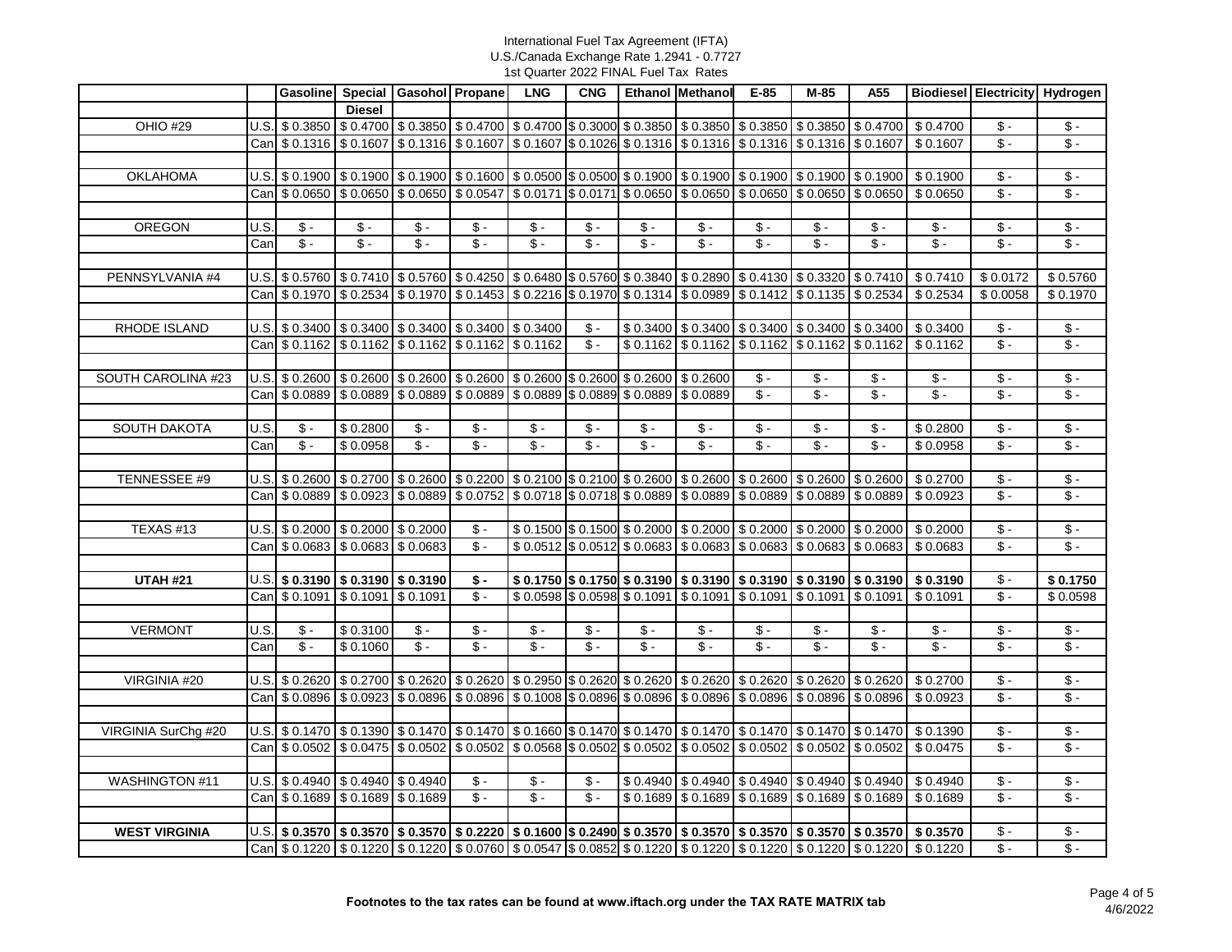International Fuel Tax Agreement (IFTA)
U.S./Canada Exchange Rate 1.2941 - 0.7727
1st Quarter 2022 FINAL Fuel Tax Rates

| | | Gasoline | Special Diesel | Gasohol | Propane | LNG | CNG | Ethanol | Methanol | E-85 | M-85 | A55 | Biodiesel | Electricity | Hydrogen |
|---|---|---|---|---|---|---|---|---|---|---|---|---|---|---|---|
| OHIO #29 | U.S. | $ 0.3850 | $ 0.4700 | $ 0.3850 | $ 0.4700 | $ 0.4700 | $ 0.3000 | $ 0.3850 | $ 0.3850 | $ 0.3850 | $ 0.3850 | $ 0.4700 | $ 0.4700 | $ - | $ - |
| | Can | $ 0.1316 | $ 0.1607 | $ 0.1316 | $ 0.1607 | $ 0.1607 | $ 0.1026 | $ 0.1316 | $ 0.1316 | $ 0.1316 | $ 0.1316 | $ 0.1607 | $ 0.1607 | $ - | $ - |
| OKLAHOMA | U.S. | $ 0.1900 | $ 0.1900 | $ 0.1900 | $ 0.1600 | $ 0.0500 | $ 0.0500 | $ 0.1900 | $ 0.1900 | $ 0.1900 | $ 0.1900 | $ 0.1900 | $ 0.1900 | $ - | $ - |
| | Can | $ 0.0650 | $ 0.0650 | $ 0.0650 | $ 0.0547 | $ 0.0171 | $ 0.0171 | $ 0.0650 | $ 0.0650 | $ 0.0650 | $ 0.0650 | $ 0.0650 | $ 0.0650 | $ - | $ - |
| OREGON | U.S. | $ - | $ - | $ - | $ - | $ - | $ - | $ - | $ - | $ - | $ - | $ - | $ - | $ - | $ - |
| | Can | $ - | $ - | $ - | $ - | $ - | $ - | $ - | $ - | $ - | $ - | $ - | $ - | $ - | $ - |
| PENNSYLVANIA #4 | U.S. | $ 0.5760 | $ 0.7410 | $ 0.5760 | $ 0.4250 | $ 0.6480 | $ 0.5760 | $ 0.3840 | $ 0.2890 | $ 0.4130 | $ 0.3320 | $ 0.7410 | $ 0.7410 | $ 0.0172 | $ 0.5760 |
| | Can | $ 0.1970 | $ 0.2534 | $ 0.1970 | $ 0.1453 | $ 0.2216 | $ 0.1970 | $ 0.1314 | $ 0.0989 | $ 0.1412 | $ 0.1135 | $ 0.2534 | $ 0.2534 | $ 0.0058 | $ 0.1970 |
| RHODE ISLAND | U.S. | $ 0.3400 | $ 0.3400 | $ 0.3400 | $ 0.3400 | $ 0.3400 | $ - | $ 0.3400 | $ 0.3400 | $ 0.3400 | $ 0.3400 | $ 0.3400 | $ 0.3400 | $ - | $ - |
| | Can | $ 0.1162 | $ 0.1162 | $ 0.1162 | $ 0.1162 | $ 0.1162 | $ - | $ 0.1162 | $ 0.1162 | $ 0.1162 | $ 0.1162 | $ 0.1162 | $ 0.1162 | $ - | $ - |
| SOUTH CAROLINA #23 | U.S. | $ 0.2600 | $ 0.2600 | $ 0.2600 | $ 0.2600 | $ 0.2600 | $ 0.2600 | $ 0.2600 | $ 0.2600 | $ - | $ - | $ - | $ - | $ - | $ - |
| | Can | $ 0.0889 | $ 0.0889 | $ 0.0889 | $ 0.0889 | $ 0.0889 | $ 0.0889 | $ 0.0889 | $ 0.0889 | $ - | $ - | $ - | $ - | $ - | $ - |
| SOUTH DAKOTA | U.S. | $ - | $ 0.2800 | $ - | $ - | $ - | $ - | $ - | $ - | $ - | $ - | $ - | $ 0.2800 | $ - | $ - |
| | Can | $ - | $ 0.0958 | $ - | $ - | $ - | $ - | $ - | $ - | $ - | $ - | $ - | $ 0.0958 | $ - | $ - |
| TENNESSEE #9 | U.S. | $ 0.2600 | $ 0.2700 | $ 0.2600 | $ 0.2200 | $ 0.2100 | $ 0.2100 | $ 0.2600 | $ 0.2600 | $ 0.2600 | $ 0.2600 | $ 0.2600 | $ 0.2700 | $ - | $ - |
| | Can | $ 0.0889 | $ 0.0923 | $ 0.0889 | $ 0.0752 | $ 0.0718 | $ 0.0718 | $ 0.0889 | $ 0.0889 | $ 0.0889 | $ 0.0889 | $ 0.0889 | $ 0.0923 | $ - | $ - |
| TEXAS #13 | U.S. | $ 0.2000 | $ 0.2000 | $ 0.2000 | $ - | $ 0.1500 | $ 0.1500 | $ 0.2000 | $ 0.2000 | $ 0.2000 | $ 0.2000 | $ 0.2000 | $ 0.2000 | $ - | $ - |
| | Can | $ 0.0683 | $ 0.0683 | $ 0.0683 | $ - | $ 0.0512 | $ 0.0512 | $ 0.0683 | $ 0.0683 | $ 0.0683 | $ 0.0683 | $ 0.0683 | $ 0.0683 | $ - | $ - |
| **UTAH #21** | U.S. | **$ 0.3190** | **$ 0.3190** | **$ 0.3190** | **$ -** | **$ 0.1750** | **$ 0.1750** | **$ 0.3190** | **$ 0.3190** | **$ 0.3190** | **$ 0.3190** | **$ 0.3190** | **$ 0.3190** | $ - | **$ 0.1750** |
| | Can | $ 0.1091 | $ 0.1091 | $ 0.1091 | $ - | $ 0.0598 | $ 0.0598 | $ 0.1091 | $ 0.1091 | $ 0.1091 | $ 0.1091 | $ 0.1091 | $ 0.1091 | $ - | $ 0.0598 |
| VERMONT | U.S. | $ - | $ 0.3100 | $ - | $ - | $ - | $ - | $ - | $ - | $ - | $ - | $ - | $ - | $ - | $ - |
| | Can | $ - | $ 0.1060 | $ - | $ - | $ - | $ - | $ - | $ - | $ - | $ - | $ - | $ - | $ - | $ - |
| VIRGINIA #20 | U.S. | $ 0.2620 | $ 0.2700 | $ 0.2620 | $ 0.2620 | $ 0.2950 | $ 0.2620 | $ 0.2620 | $ 0.2620 | $ 0.2620 | $ 0.2620 | $ 0.2620 | $ 0.2700 | $ - | $ - |
| | Can | $ 0.0896 | $ 0.0923 | $ 0.0896 | $ 0.0896 | $ 0.1008 | $ 0.0896 | $ 0.0896 | $ 0.0896 | $ 0.0896 | $ 0.0896 | $ 0.0896 | $ 0.0923 | $ - | $ - |
| VIRGINIA SurChg #20 | U.S. | $ 0.1470 | $ 0.1390 | $ 0.1470 | $ 0.1470 | $ 0.1660 | $ 0.1470 | $ 0.1470 | $ 0.1470 | $ 0.1470 | $ 0.1470 | $ 0.1470 | $ 0.1390 | $ - | $ - |
| | Can | $ 0.0502 | $ 0.0475 | $ 0.0502 | $ 0.0502 | $ 0.0568 | $ 0.0502 | $ 0.0502 | $ 0.0502 | $ 0.0502 | $ 0.0502 | $ 0.0502 | $ 0.0475 | $ - | $ - |
| WASHINGTON #11 | U.S. | $ 0.4940 | $ 0.4940 | $ 0.4940 | $ - | $ - | $ - | $ 0.4940 | $ 0.4940 | $ 0.4940 | $ 0.4940 | $ 0.4940 | $ 0.4940 | $ - | $ - |
| | Can | $ 0.1689 | $ 0.1689 | $ 0.1689 | $ - | $ - | $ - | $ 0.1689 | $ 0.1689 | $ 0.1689 | $ 0.1689 | $ 0.1689 | $ 0.1689 | $ - | $ - |
| **WEST VIRGINIA** | U.S. | **$ 0.3570** | **$ 0.3570** | **$ 0.3570** | **$ 0.2220** | **$ 0.1600** | **$ 0.2490** | **$ 0.3570** | **$ 0.3570** | **$ 0.3570** | **$ 0.3570** | **$ 0.3570** | **$ 0.3570** | $ - | $ - |
| | Can | $ 0.1220 | $ 0.1220 | $ 0.1220 | $ 0.0760 | $ 0.0547 | $ 0.0852 | $ 0.1220 | $ 0.1220 | $ 0.1220 | $ 0.1220 | $ 0.1220 | $ 0.1220 | $ - | $ - |

**Footnotes to the tax rates can be found at www.iftach.org under the TAX RATE MATRIX tab**

4/6/2022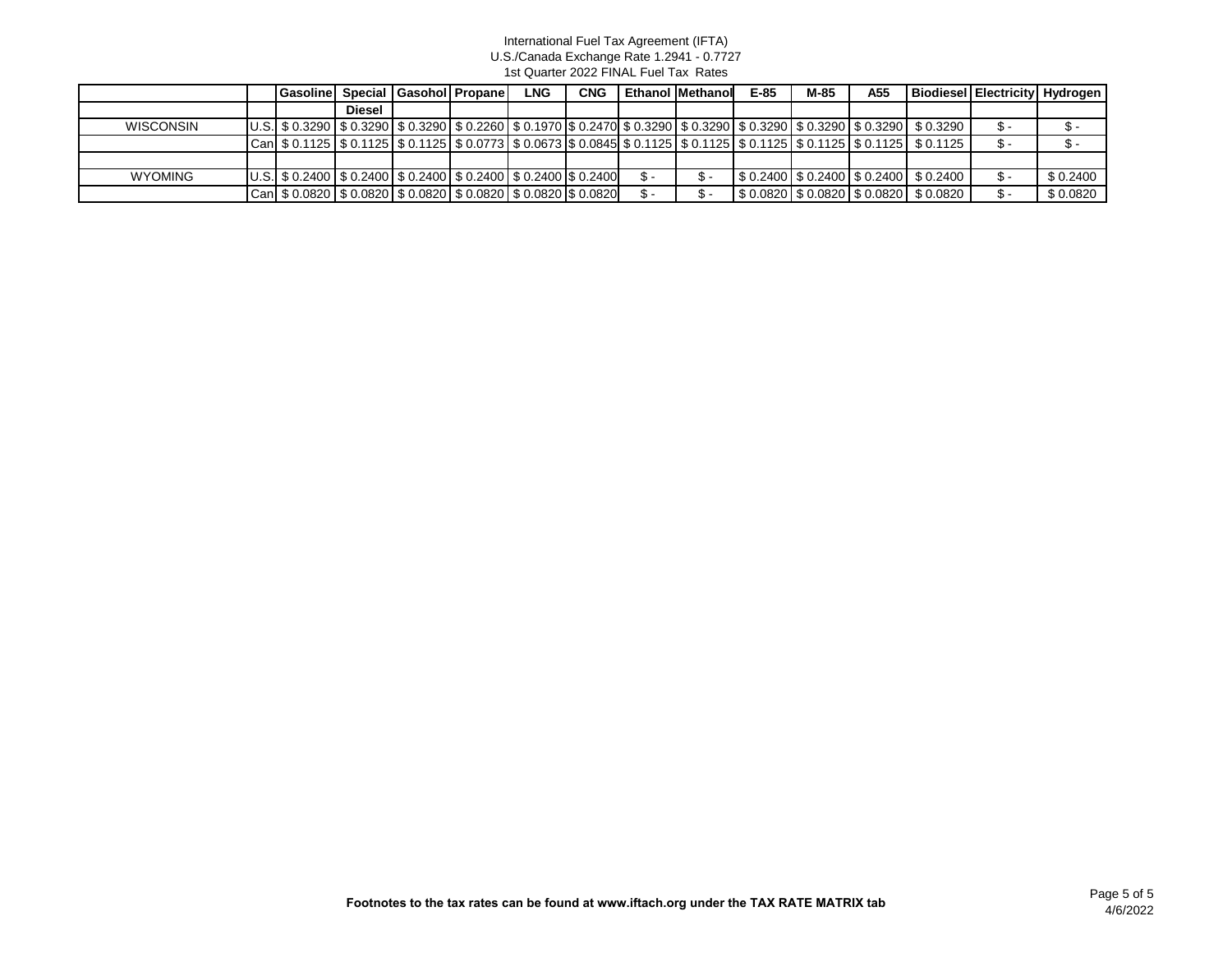International Fuel Tax Agreement (IFTA)
U.S./Canada Exchange Rate 1.2941 - 0.7727
1st Quarter 2022 FINAL Fuel Tax Rates

| | | Gasoline | Special Diesel | Gasohol | Propane | LNG | CNG | Ethanol | Methanol | E-85 | M-85 | A55 | Biodiesel | Electricity | Hydrogen |
|---|---|---|---|---|---|---|---|---|---|---|---|---|---|---|---|
| WISCONSIN | U.S. | $ 0.3290 | $ 0.3290 | $ 0.3290 | $ 0.2260 | $ 0.1970 | $ 0.2470 | $ 0.3290 | $ 0.3290 | $ 0.3290 | $ 0.3290 | $ 0.3290 | $ 0.3290 | $ - | $ - |
| | Can | $ 0.1125 | $ 0.1125 | $ 0.1125 | $ 0.0773 | $ 0.0673 | $ 0.0845 | $ 0.1125 | $ 0.1125 | $ 0.1125 | $ 0.1125 | $ 0.1125 | $ 0.1125 | $ - | $ - |
| | | | | | | | | | | | | | | | |
| WYOMING | U.S. | $ 0.2400 | $ 0.2400 | $ 0.2400 | $ 0.2400 | $ 0.2400 | $ 0.2400 | $ - | $ - | $ 0.2400 | $ 0.2400 | $ 0.2400 | $ 0.2400 | $ - | $ 0.2400 |
| | Can | $ 0.0820 | $ 0.0820 | $ 0.0820 | $ 0.0820 | $ 0.0820 | $ 0.0820 | $ - | $ - | $ 0.0820 | $ 0.0820 | $ 0.0820 | $ 0.0820 | $ - | $ 0.0820 |

**Footnotes to the tax rates can be found at www.iftach.org under the TAX RATE MATRIX tab**

4/6/2022